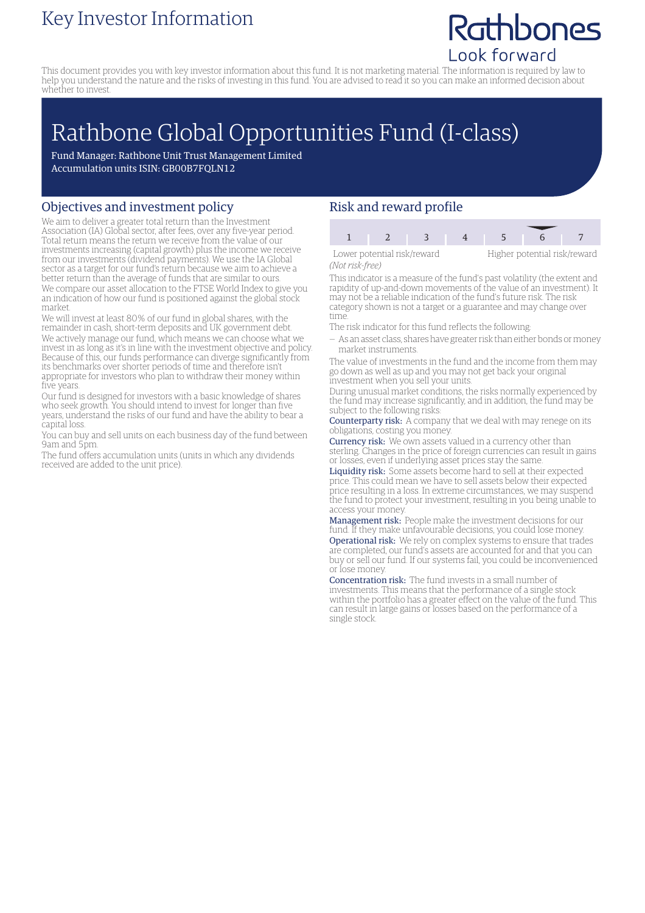# Key Investor Information

Rathbones
Look forward

This document provides you with key investor information about this fund. It is not marketing material. The information is required by law to help you understand the nature and the risks of investing in this fund. You are advised to read it so you can make an informed decision about whether to invest.

# Rathbone Global Opportunities Fund (I-class)

Fund Manager: Rathbone Unit Trust Management Limited
Accumulation units ISIN: GB00B7FQLN12

## Objectives and investment policy

We aim to deliver a greater total return than the Investment Association (IA) Global sector, after fees, over any five-year period. Total return means the return we receive from the value of our investments increasing (capital growth) plus the income we receive from our investments (dividend payments). We use the IA Global sector as a target for our fund's return because we aim to achieve a better return than the average of funds that are similar to ours.

We compare our asset allocation to the FTSE World Index to give you an indication of how our fund is positioned against the global stock market.

We will invest at least 80% of our fund in global shares, with the remainder in cash, short-term deposits and UK government debt.

We actively manage our fund, which means we can choose what we invest in as long as it's in line with the investment objective and policy. Because of this, our funds performance can diverge significantly from its benchmarks over shorter periods of time and therefore isn't appropriate for investors who plan to withdraw their money within five years.

Our fund is designed for investors with a basic knowledge of shares who seek growth. You should intend to invest for longer than five years, understand the risks of our fund and have the ability to bear a capital loss.

You can buy and sell units on each business day of the fund between 9am and 5pm.

The fund offers accumulation units (units in which any dividends received are added to the unit price).

## Risk and reward profile

| 1 | 2 | 3 | 4 | 5 | **6** | 7 |
|---|---|---|---|---|---|---|

Lower potential risk/reward — Higher potential risk/reward
*(Not risk-free)*

This indicator is a measure of the fund's past volatility (the extent and rapidity of up-and-down movements of the value of an investment). It may not be a reliable indication of the fund's future risk. The risk category shown is not a target or a guarantee and may change over time.

The risk indicator for this fund reflects the following:

– As an asset class, shares have greater risk than either bonds or money market instruments.

The value of investments in the fund and the income from them may go down as well as up and you may not get back your original investment when you sell your units.

During unusual market conditions, the risks normally experienced by the fund may increase significantly, and in addition, the fund may be subject to the following risks:

**Counterparty risk:** A company that we deal with may renege on its obligations, costing you money.

**Currency risk:** We own assets valued in a currency other than sterling. Changes in the price of foreign currencies can result in gains or losses, even if underlying asset prices stay the same.

**Liquidity risk:** Some assets become hard to sell at their expected price. This could mean we have to sell assets below their expected price resulting in a loss. In extreme circumstances, we may suspend the fund to protect your investment, resulting in you being unable to access your money.

**Management risk:** People make the investment decisions for our fund. If they make unfavourable decisions, you could lose money.

**Operational risk:** We rely on complex systems to ensure that trades are completed, our fund's assets are accounted for and that you can buy or sell our fund. If our systems fail, you could be inconvenienced or lose money.

**Concentration risk:** The fund invests in a small number of investments. This means that the performance of a single stock within the portfolio has a greater effect on the value of the fund. This can result in large gains or losses based on the performance of a single stock.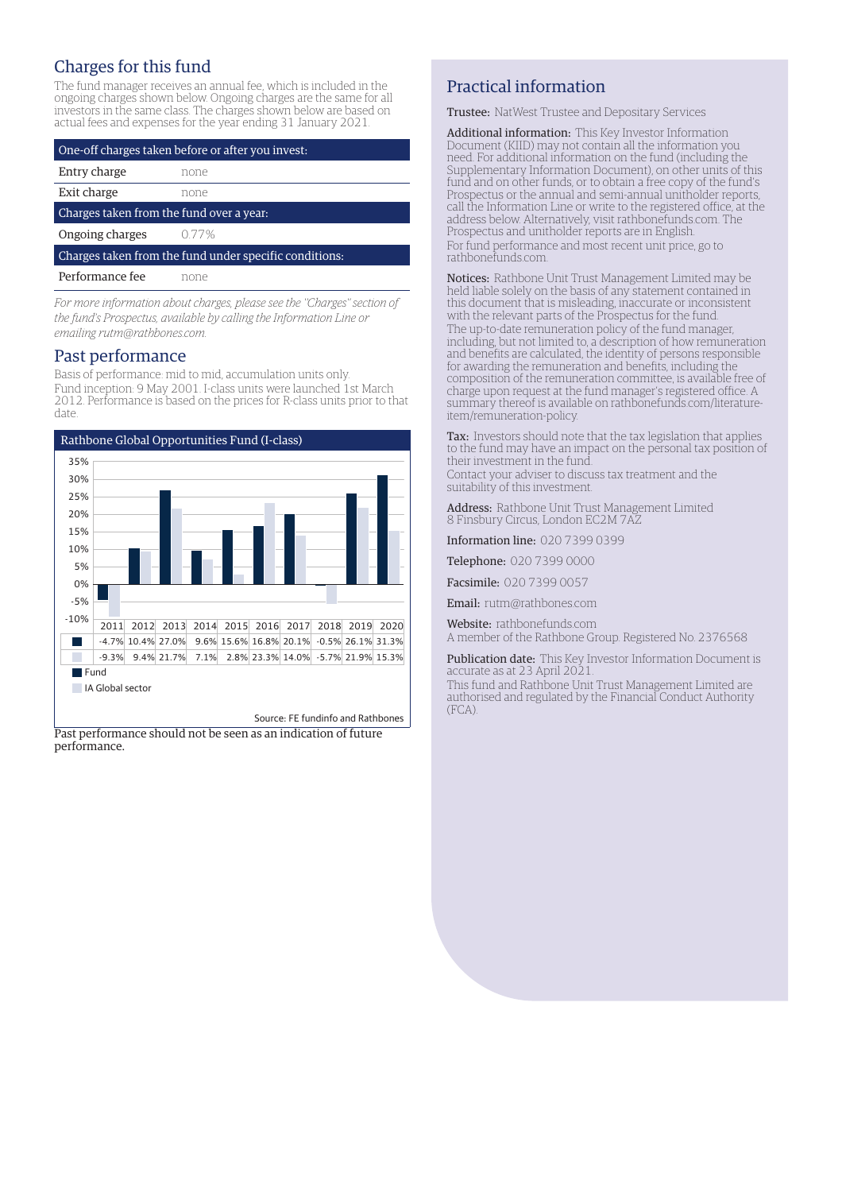## Charges for this fund

The fund manager receives an annual fee, which is included in the ongoing charges shown below. Ongoing charges are the same for all investors in the same class. The charges shown below are based on actual fees and expenses for the year ending 31 January 2021.

| One-off charges taken before or after you invest: | |
|---|---|
| Entry charge | none |
| Exit charge | none |
| **Charges taken from the fund over a year:** | |
| Ongoing charges | 0.77% |
| **Charges taken from the fund under specific conditions:** | |
| Performance fee | none |

*For more information about charges, please see the "Charges" section of the fund's Prospectus, available by calling the Information Line or emailing rutm@rathbones.com.*

## Past performance

Basis of performance: mid to mid, accumulation units only.
Fund inception: 9 May 2001. I-class units were launched 1st March 2012. Performance is based on the prices for R-class units prior to that date.

Rathbone Global Opportunities Fund (I-class)

35%
30%
25%
20%
15%
10%
5%
0%
-5%
-10%

2011 2012 2013 2014 2015 2016 2017 2018 2019 2020

Fund: -4.7% 10.4% 27.0% 9.6% 15.6% 16.8% 20.1% -0.5% 26.1% 31.3%

IA Global sector: -9.3% 9.4% 21.7% 7.1% 2.8% 23.3% 14.0% -5.7% 21.9% 15.3%

Fund
IA Global sector

Source: FE fundinfo and Rathbones

Past performance should not be seen as an indication of future performance.

## Practical information

**Trustee:** NatWest Trustee and Depositary Services

**Additional information:** This Key Investor Information Document (KIID) may not contain all the information you need. For additional information on the fund (including the Supplementary Information Document), on other units of this fund and on other funds, or to obtain a free copy of the fund's Prospectus or the annual and semi-annual unitholder reports, call the Information Line or write to the registered office, at the address below. Alternatively, visit rathbonefunds.com. The Prospectus and unitholder reports are in English.
For fund performance and most recent unit price, go to rathbonefunds.com.

**Notices:** Rathbone Unit Trust Management Limited may be held liable solely on the basis of any statement contained in this document that is misleading, inaccurate or inconsistent with the relevant parts of the Prospectus for the fund.
The up-to-date remuneration policy of the fund manager, including, but not limited to, a description of how remuneration and benefits are calculated, the identity of persons responsible for awarding the remuneration and benefits, including the composition of the remuneration committee, is available free of charge upon request at the fund manager's registered office. A summary thereof is available on rathbonefunds.com/literature-item/remuneration-policy.

**Tax:** Investors should note that the tax legislation that applies to the fund may have an impact on the personal tax position of their investment in the fund.
Contact your adviser to discuss tax treatment and the suitability of this investment.

**Address:** Rathbone Unit Trust Management Limited
8 Finsbury Circus, London EC2M 7AZ

**Information line:** 020 7399 0399

**Telephone:** 020 7399 0000

**Facsimile:** 020 7399 0057

**Email:** rutm@rathbones.com

**Website:** rathbonefunds.com
A member of the Rathbone Group. Registered No. 2376568

**Publication date:** This Key Investor Information Document is accurate as at 23 April 2021.
This fund and Rathbone Unit Trust Management Limited are authorised and regulated by the Financial Conduct Authority (FCA).